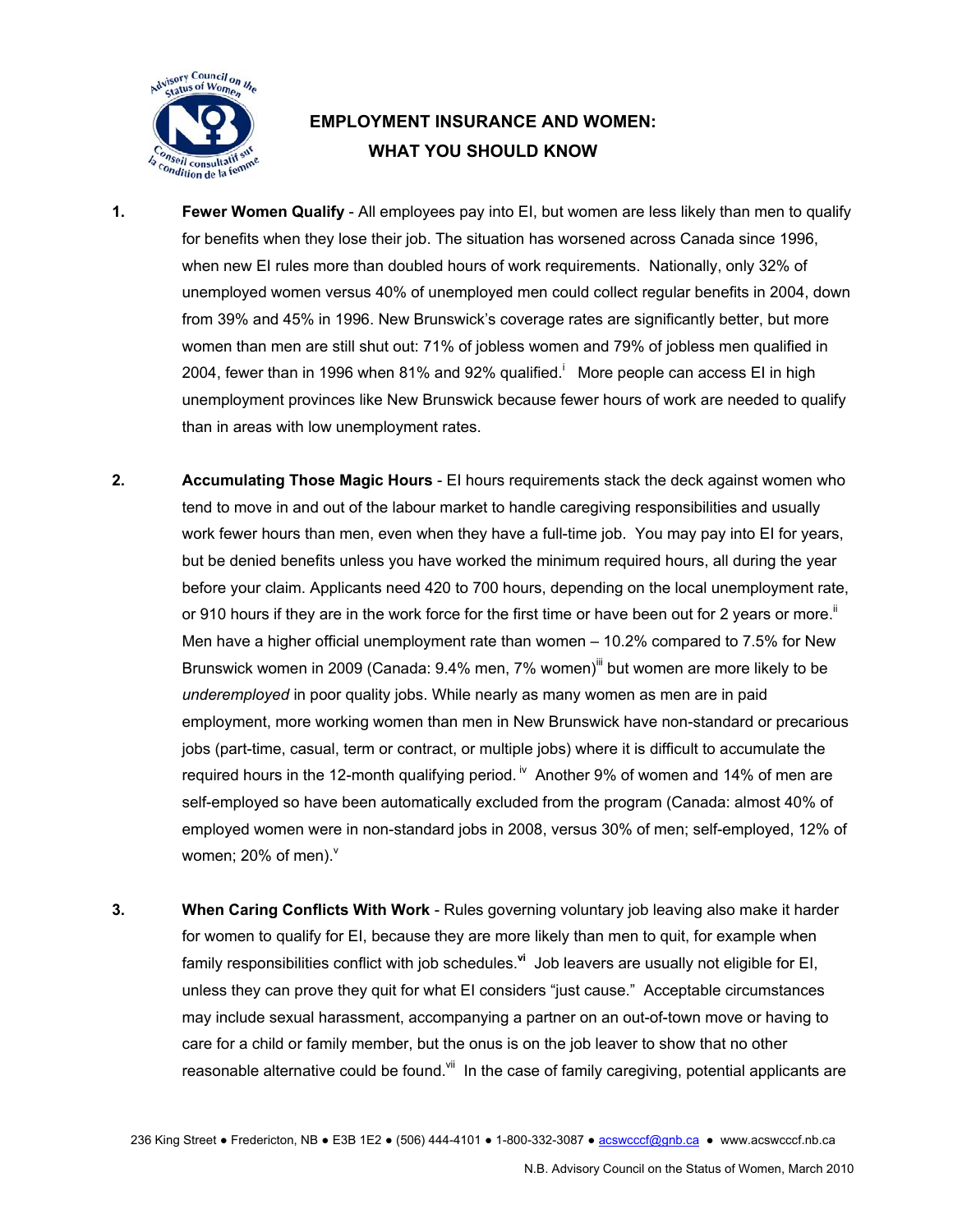# EMPLOYMENT INSURANCE AND WOMEN: WHAT YOU SHOULD KNOW

1. **Fewer Women Qualify** - All employees pay into EI, but women are less likely than men to qualify for benefits when they lose their job. The situation has worsened across Canada since 1996, when new EI rules more than doubled hours of work requirements. Nationally, only 32% of unemployed women versus 40% of unemployed men could collect regular benefits in 2004, down from 39% and 45% in 1996. New Brunswick's coverage rates are significantly better, but more women than men are still shut out: 71% of jobless women and 79% of jobless men qualified in 2004, fewer than in 1996 when 81% and 92% qualified.[i] More people can access EI in high unemployment provinces like New Brunswick because fewer hours of work are needed to qualify than in areas with low unemployment rates.

2. **Accumulating Those Magic Hours** - EI hours requirements stack the deck against women who tend to move in and out of the labour market to handle caregiving responsibilities and usually work fewer hours than men, even when they have a full-time job. You may pay into EI for years, but be denied benefits unless you have worked the minimum required hours, all during the year before your claim. Applicants need 420 to 700 hours, depending on the local unemployment rate, or 910 hours if they are in the work force for the first time or have been out for 2 years or more.[ii] Men have a higher official unemployment rate than women – 10.2% compared to 7.5% for New Brunswick women in 2009 (Canada: 9.4% men, 7% women)[iii] but women are more likely to be *underemployed* in poor quality jobs. While nearly as many women as men are in paid employment, more working women than men in New Brunswick have non-standard or precarious jobs (part-time, casual, term or contract, or multiple jobs) where it is difficult to accumulate the required hours in the 12-month qualifying period.[iv] Another 9% of women and 14% of men are self-employed so have been automatically excluded from the program (Canada: almost 40% of employed women were in non-standard jobs in 2008, versus 30% of men; self-employed, 12% of women; 20% of men).[v]

3. **When Caring Conflicts With Work** - Rules governing voluntary job leaving also make it harder for women to qualify for EI, because they are more likely than men to quit, for example when family responsibilities conflict with job schedules.[vi] Job leavers are usually not eligible for EI, unless they can prove they quit for what EI considers "just cause." Acceptable circumstances may include sexual harassment, accompanying a partner on an out-of-town move or having to care for a child or family member, but the onus is on the job leaver to show that no other reasonable alternative could be found.[vii] In the case of family caregiving, potential applicants are

236 King Street ● Fredericton, NB ● E3B 1E2 ● (506) 444-4101 ● 1-800-332-3087 ● acswcccf@gnb.ca ● www.acswcccf.nb.ca

N.B. Advisory Council on the Status of Women, March 2010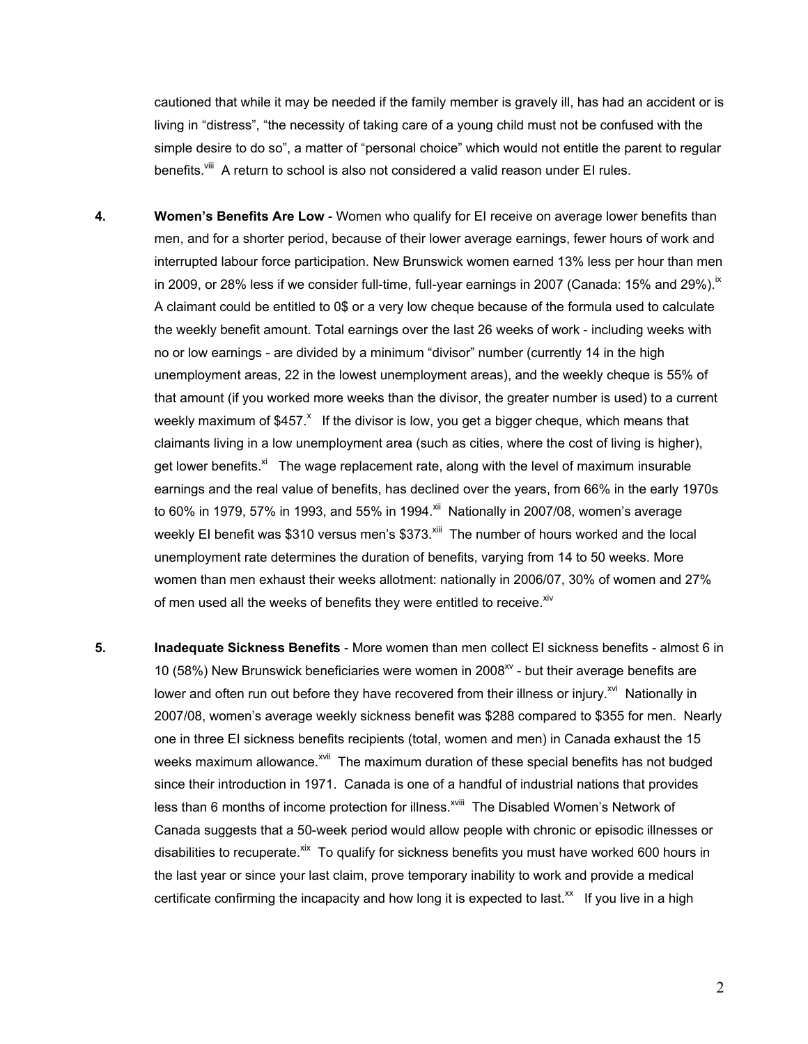cautioned that while it may be needed if the family member is gravely ill, has had an accident or is living in "distress", "the necessity of taking care of a young child must not be confused with the simple desire to do so", a matter of "personal choice" which would not entitle the parent to regular benefits.[viii] A return to school is also not considered a valid reason under EI rules.

4. **Women's Benefits Are Low** - Women who qualify for EI receive on average lower benefits than men, and for a shorter period, because of their lower average earnings, fewer hours of work and interrupted labour force participation. New Brunswick women earned 13% less per hour than men in 2009, or 28% less if we consider full-time, full-year earnings in 2007 (Canada: 15% and 29%).[ix] A claimant could be entitled to 0$ or a very low cheque because of the formula used to calculate the weekly benefit amount. Total earnings over the last 26 weeks of work - including weeks with no or low earnings - are divided by a minimum "divisor" number (currently 14 in the high unemployment areas, 22 in the lowest unemployment areas), and the weekly cheque is 55% of that amount (if you worked more weeks than the divisor, the greater number is used) to a current weekly maximum of $457.[x] If the divisor is low, you get a bigger cheque, which means that claimants living in a low unemployment area (such as cities, where the cost of living is higher), get lower benefits.[xi] The wage replacement rate, along with the level of maximum insurable earnings and the real value of benefits, has declined over the years, from 66% in the early 1970s to 60% in 1979, 57% in 1993, and 55% in 1994.[xii] Nationally in 2007/08, women's average weekly EI benefit was $310 versus men's $373.[xiii] The number of hours worked and the local unemployment rate determines the duration of benefits, varying from 14 to 50 weeks. More women than men exhaust their weeks allotment: nationally in 2006/07, 30% of women and 27% of men used all the weeks of benefits they were entitled to receive.[xiv]

5. **Inadequate Sickness Benefits** - More women than men collect EI sickness benefits - almost 6 in 10 (58%) New Brunswick beneficiaries were women in 2008[xv] - but their average benefits are lower and often run out before they have recovered from their illness or injury.[xvi] Nationally in 2007/08, women's average weekly sickness benefit was $288 compared to $355 for men. Nearly one in three EI sickness benefits recipients (total, women and men) in Canada exhaust the 15 weeks maximum allowance.[xvii] The maximum duration of these special benefits has not budged since their introduction in 1971. Canada is one of a handful of industrial nations that provides less than 6 months of income protection for illness.[xviii] The Disabled Women's Network of Canada suggests that a 50-week period would allow people with chronic or episodic illnesses or disabilities to recuperate.[xix] To qualify for sickness benefits you must have worked 600 hours in the last year or since your last claim, prove temporary inability to work and provide a medical certificate confirming the incapacity and how long it is expected to last.[xx] If you live in a high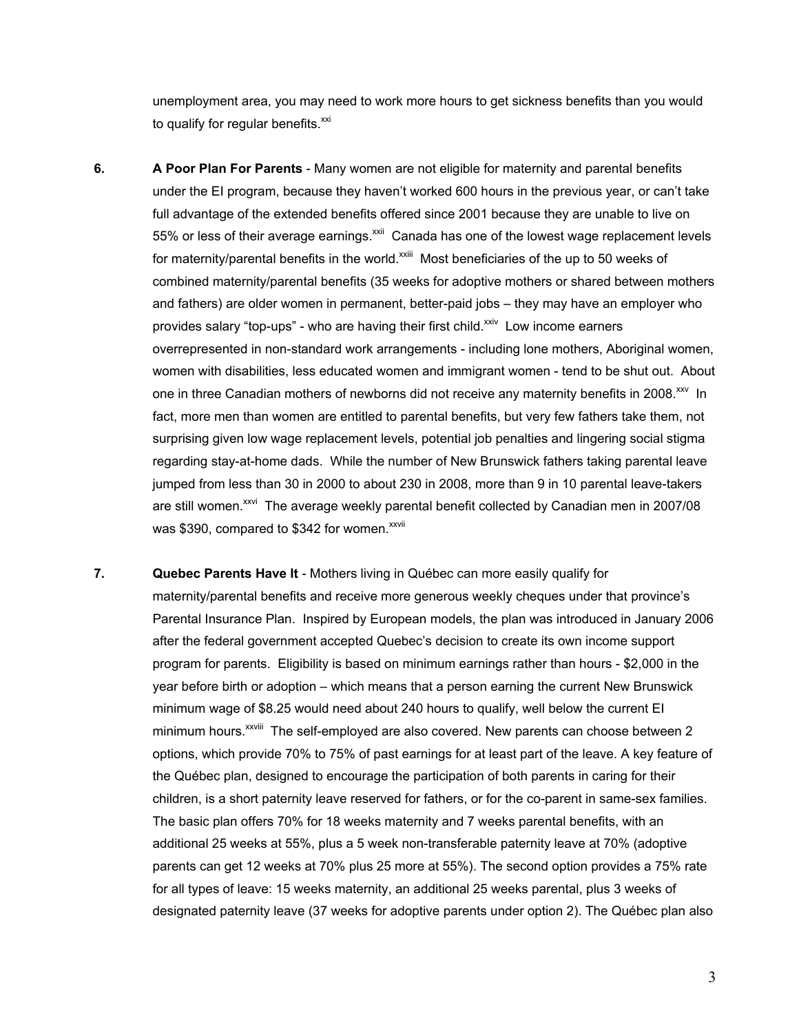unemployment area, you may need to work more hours to get sickness benefits than you would to qualify for regular benefits.[xxi]

**6.** **A Poor Plan For Parents** - Many women are not eligible for maternity and parental benefits under the EI program, because they haven't worked 600 hours in the previous year, or can't take full advantage of the extended benefits offered since 2001 because they are unable to live on 55% or less of their average earnings.[xxii] Canada has one of the lowest wage replacement levels for maternity/parental benefits in the world.[xxiii] Most beneficiaries of the up to 50 weeks of combined maternity/parental benefits (35 weeks for adoptive mothers or shared between mothers and fathers) are older women in permanent, better-paid jobs – they may have an employer who provides salary "top-ups" - who are having their first child.[xxiv] Low income earners overrepresented in non-standard work arrangements - including lone mothers, Aboriginal women, women with disabilities, less educated women and immigrant women - tend to be shut out. About one in three Canadian mothers of newborns did not receive any maternity benefits in 2008.[xxv] In fact, more men than women are entitled to parental benefits, but very few fathers take them, not surprising given low wage replacement levels, potential job penalties and lingering social stigma regarding stay-at-home dads. While the number of New Brunswick fathers taking parental leave jumped from less than 30 in 2000 to about 230 in 2008, more than 9 in 10 parental leave-takers are still women.[xxvi] The average weekly parental benefit collected by Canadian men in 2007/08 was $390, compared to $342 for women.[xxvii]

**7.** **Quebec Parents Have It** - Mothers living in Québec can more easily qualify for maternity/parental benefits and receive more generous weekly cheques under that province's Parental Insurance Plan. Inspired by European models, the plan was introduced in January 2006 after the federal government accepted Quebec's decision to create its own income support program for parents. Eligibility is based on minimum earnings rather than hours - $2,000 in the year before birth or adoption – which means that a person earning the current New Brunswick minimum wage of $8.25 would need about 240 hours to qualify, well below the current EI minimum hours.[xxviii] The self-employed are also covered. New parents can choose between 2 options, which provide 70% to 75% of past earnings for at least part of the leave. A key feature of the Québec plan, designed to encourage the participation of both parents in caring for their children, is a short paternity leave reserved for fathers, or for the co-parent in same-sex families. The basic plan offers 70% for 18 weeks maternity and 7 weeks parental benefits, with an additional 25 weeks at 55%, plus a 5 week non-transferable paternity leave at 70% (adoptive parents can get 12 weeks at 70% plus 25 more at 55%). The second option provides a 75% rate for all types of leave: 15 weeks maternity, an additional 25 weeks parental, plus 3 weeks of designated paternity leave (37 weeks for adoptive parents under option 2). The Québec plan also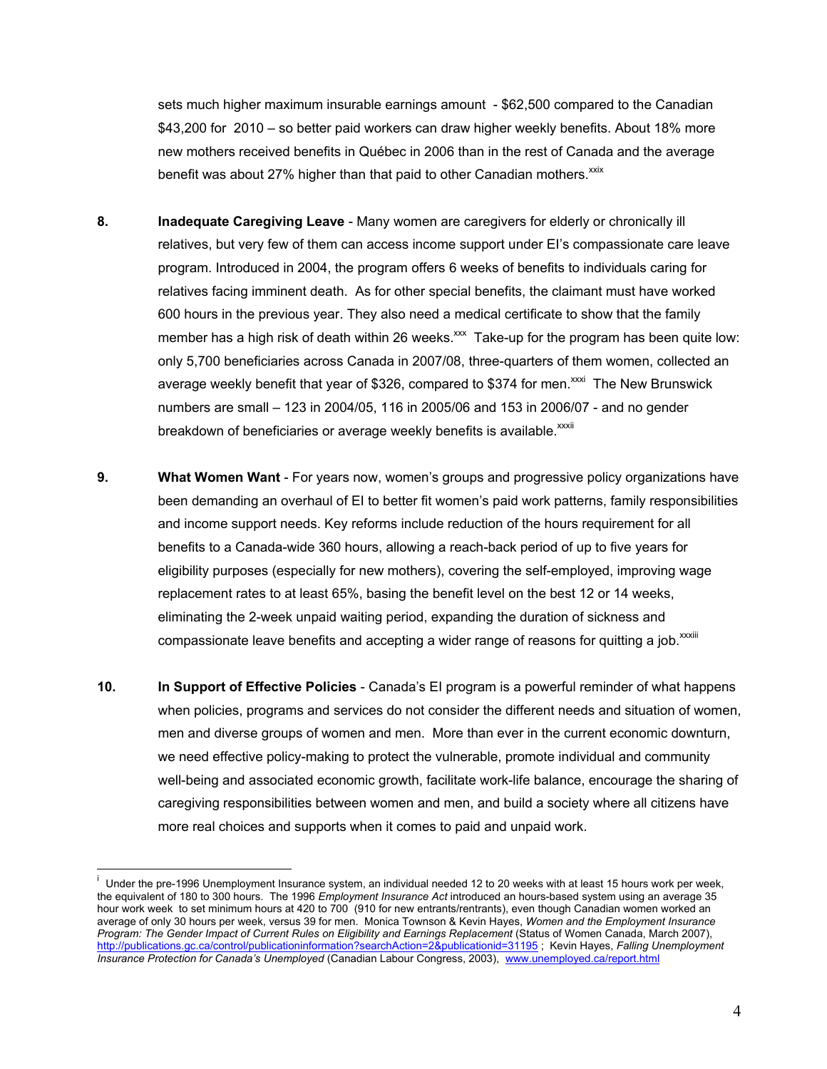sets much higher maximum insurable earnings amount - $62,500 compared to the Canadian $43,200 for 2010 – so better paid workers can draw higher weekly benefits. About 18% more new mothers received benefits in Québec in 2006 than in the rest of Canada and the average benefit was about 27% higher than that paid to other Canadian mothers.[xxix]

**8.** **Inadequate Caregiving Leave** - Many women are caregivers for elderly or chronically ill relatives, but very few of them can access income support under EI's compassionate care leave program. Introduced in 2004, the program offers 6 weeks of benefits to individuals caring for relatives facing imminent death. As for other special benefits, the claimant must have worked 600 hours in the previous year. They also need a medical certificate to show that the family member has a high risk of death within 26 weeks.[xxx] Take-up for the program has been quite low: only 5,700 beneficiaries across Canada in 2007/08, three-quarters of them women, collected an average weekly benefit that year of $326, compared to $374 for men.[xxxi] The New Brunswick numbers are small – 123 in 2004/05, 116 in 2005/06 and 153 in 2006/07 - and no gender breakdown of beneficiaries or average weekly benefits is available.[xxxii]

**9.** **What Women Want** - For years now, women's groups and progressive policy organizations have been demanding an overhaul of EI to better fit women's paid work patterns, family responsibilities and income support needs. Key reforms include reduction of the hours requirement for all benefits to a Canada-wide 360 hours, allowing a reach-back period of up to five years for eligibility purposes (especially for new mothers), covering the self-employed, improving wage replacement rates to at least 65%, basing the benefit level on the best 12 or 14 weeks, eliminating the 2-week unpaid waiting period, expanding the duration of sickness and compassionate leave benefits and accepting a wider range of reasons for quitting a job.[xxxiii]

**10.** **In Support of Effective Policies** - Canada's EI program is a powerful reminder of what happens when policies, programs and services do not consider the different needs and situation of women, men and diverse groups of women and men. More than ever in the current economic downturn, we need effective policy-making to protect the vulnerable, promote individual and community well-being and associated economic growth, facilitate work-life balance, encourage the sharing of caregiving responsibilities between women and men, and build a society where all citizens have more real choices and supports when it comes to paid and unpaid work.

---

[i] Under the pre-1996 Unemployment Insurance system, an individual needed 12 to 20 weeks with at least 15 hours work per week, the equivalent of 180 to 300 hours. The 1996 *Employment Insurance Act* introduced an hours-based system using an average 35 hour work week to set minimum hours at 420 to 700 (910 for new entrants/rentrants), even though Canadian women worked an average of only 30 hours per week, versus 39 for men. Monica Townson & Kevin Hayes, *Women and the Employment Insurance Program: The Gender Impact of Current Rules on Eligibility and Earnings Replacement* (Status of Women Canada, March 2007), http://publications.gc.ca/control/publicationinformation?searchAction=2&publicationid=31195 ; Kevin Hayes, *Falling Unemployment Insurance Protection for Canada's Unemployed* (Canadian Labour Congress, 2003), www.unemployed.ca/report.html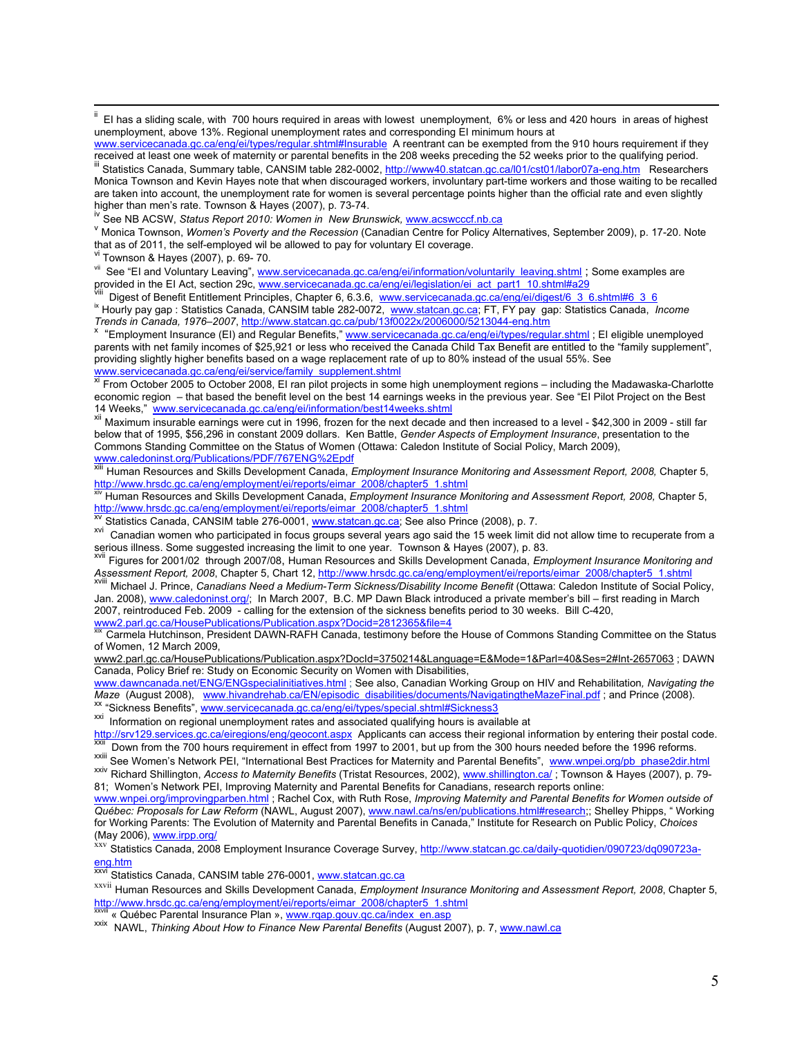[ii] EI has a sliding scale, with 700 hours required in areas with lowest unemployment, 6% or less and 420 hours in areas of highest unemployment, above 13%. Regional unemployment rates and corresponding EI minimum hours at www.servicecanada.gc.ca/eng/ei/types/regular.shtml#Insurable A reentrant can be exempted from the 910 hours requirement if they received at least one week of maternity or parental benefits in the 208 weeks preceding the 52 weeks prior to the qualifying period.

[iii] Statistics Canada, Summary table, CANSIM table 282-0002, http://www40.statcan.gc.ca/l01/cst01/labor07a-eng.htm Researchers Monica Townson and Kevin Hayes note that when discouraged workers, involuntary part-time workers and those waiting to be recalled are taken into account, the unemployment rate for women is several percentage points higher than the official rate and even slightly higher than men's rate. Townson & Hayes (2007), p. 73-74.

[iv] See NB ACSW, *Status Report 2010: Women in New Brunswick,* www.acswcccf.nb.ca

[v] Monica Townson, *Women's Poverty and the Recession* (Canadian Centre for Policy Alternatives, September 2009), p. 17-20. Note that as of 2011, the self-employed wil be allowed to pay for voluntary EI coverage.

[vi] Townson & Hayes (2007), p. 69- 70.

[vii] See "EI and Voluntary Leaving", www.servicecanada.gc.ca/eng/ei/information/voluntarily_leaving.shtml ; Some examples are provided in the EI Act, section 29c, www.servicecanada.gc.ca/eng/ei/legislation/ei_act_part1_10.shtml#a29

[viii] Digest of Benefit Entitlement Principles, Chapter 6, 6.3.6, www.servicecanada.gc.ca/eng/ei/digest/6_3_6.shtml#6_3_6

[ix] Hourly pay gap : Statistics Canada, CANSIM table 282-0072, www.statcan.gc.ca; FT, FY pay gap: Statistics Canada, *Income Trends in Canada, 1976–2007*, http://www.statcan.gc.ca/pub/13f0022x/2006000/5213044-eng.htm

[x] "Employment Insurance (EI) and Regular Benefits," www.servicecanada.gc.ca/eng/ei/types/regular.shtml ; EI eligible unemployed parents with net family incomes of $25,921 or less who received the Canada Child Tax Benefit are entitled to the "family supplement", providing slightly higher benefits based on a wage replacement rate of up to 80% instead of the usual 55%. See www.servicecanada.gc.ca/eng/ei/service/family_supplement.shtml

[xi] From October 2005 to October 2008, EI ran pilot projects in some high unemployment regions – including the Madawaska-Charlotte economic region – that based the benefit level on the best 14 earnings weeks in the previous year. See "EI Pilot Project on the Best 14 Weeks," www.servicecanada.gc.ca/eng/ei/information/best14weeks.shtml

[xii] Maximum insurable earnings were cut in 1996, frozen for the next decade and then increased to a level - $42,300 in 2009 - still far below that of 1995, $56,296 in constant 2009 dollars. Ken Battle, *Gender Aspects of Employment Insurance*, presentation to the Commons Standing Committee on the Status of Women (Ottawa: Caledon Institute of Social Policy, March 2009), www.caledoninst.org/Publications/PDF/767ENG%2Epdf

[xiii] Human Resources and Skills Development Canada, *Employment Insurance Monitoring and Assessment Report, 2008,* Chapter 5, http://www.hrsdc.gc.ca/eng/employment/ei/reports/eimar_2008/chapter5_1.shtml

[xiv] Human Resources and Skills Development Canada, *Employment Insurance Monitoring and Assessment Report, 2008,* Chapter 5, http://www.hrsdc.gc.ca/eng/employment/ei/reports/eimar_2008/chapter5_1.shtml

[xv] Statistics Canada, CANSIM table 276-0001, www.statcan.gc.ca; See also Prince (2008), p. 7.

[xvi] Canadian women who participated in focus groups several years ago said the 15 week limit did not allow time to recuperate from a serious illness. Some suggested increasing the limit to one year. Townson & Hayes (2007), p. 83.

[xvii] Figures for 2001/02 through 2007/08, Human Resources and Skills Development Canada, *Employment Insurance Monitoring and Assessment Report, 2008*, Chapter 5, Chart 12, http://www.hrsdc.gc.ca/eng/employment/ei/reports/eimar_2008/chapter5_1.shtml

[xviii] Michael J. Prince, *Canadians Need a Medium-Term Sickness/Disability Income Benefit* (Ottawa: Caledon Institute of Social Policy, Jan. 2008), www.caledoninst.org/; In March 2007, B.C. MP Dawn Black introduced a private member's bill – first reading in March 2007, reintroduced Feb. 2009 - calling for the extension of the sickness benefits period to 30 weeks. Bill C-420, www2.parl.gc.ca/HousePublications/Publication.aspx?Docid=2812365&file=4

[xix] Carmela Hutchinson, President DAWN-RAFH Canada, testimony before the House of Commons Standing Committee on the Status of Women, 12 March 2009, www2.parl.gc.ca/HousePublications/Publication.aspx?DocId=3750214&Language=E&Mode=1&Parl=40&Ses=2#Int-2657063 ; DAWN Canada, Policy Brief re: Study on Economic Security on Women with Disabilities, www.dawncanada.net/ENG/ENGspecialinitiatives.html ; See also, Canadian Working Group on HIV and Rehabilitation*, Navigating the Maze* (August 2008), www.hivandrehab.ca/EN/episodic_disabilities/documents/NavigatingtheMazeFinal.pdf ; and Prince (2008).

[xx] "Sickness Benefits", www.servicecanada.gc.ca/eng/ei/types/special.shtml#Sickness3

[xxi] Information on regional unemployment rates and associated qualifying hours is available at http://srv129.services.gc.ca/eiregions/eng/geocont.aspx Applicants can access their regional information by entering their postal code.

[xxii] Down from the 700 hours requirement in effect from 1997 to 2001, but up from the 300 hours needed before the 1996 reforms.

[xxiii] See Women's Network PEI, "International Best Practices for Maternity and Parental Benefits", www.wnpei.org/pb_phase2dir.html

[xxiv] Richard Shillington, *Access to Maternity Benefits* (Tristat Resources, 2002), www.shillington.ca/ ; Townson & Hayes (2007), p. 79-81; Women's Network PEI, Improving Maternity and Parental Benefits for Canadians, research reports online: www.wnpei.org/improvingparben.html ; Rachel Cox, with Ruth Rose, *Improving Maternity and Parental Benefits for Women outside of Québec: Proposals for Law Reform* (NAWL, August 2007), www.nawl.ca/ns/en/publications.html#research;; Shelley Phipps, " Working for Working Parents: The Evolution of Maternity and Parental Benefits in Canada," Institute for Research on Public Policy, *Choices* (May 2006), www.irpp.org/

[xxv] Statistics Canada, 2008 Employment Insurance Coverage Survey, http://www.statcan.gc.ca/daily-quotidien/090723/dq090723a-eng.htm

[xxvi] Statistics Canada, CANSIM table 276-0001, www.statcan.gc.ca

[xxvii] Human Resources and Skills Development Canada, *Employment Insurance Monitoring and Assessment Report, 2008*, Chapter 5, http://www.hrsdc.gc.ca/eng/employment/ei/reports/eimar_2008/chapter5_1.shtml

[xxviii] « Québec Parental Insurance Plan », www.rqap.gouv.qc.ca/index_en.asp

[xxix] NAWL, *Thinking About How to Finance New Parental Benefits* (August 2007), p. 7, www.nawl.ca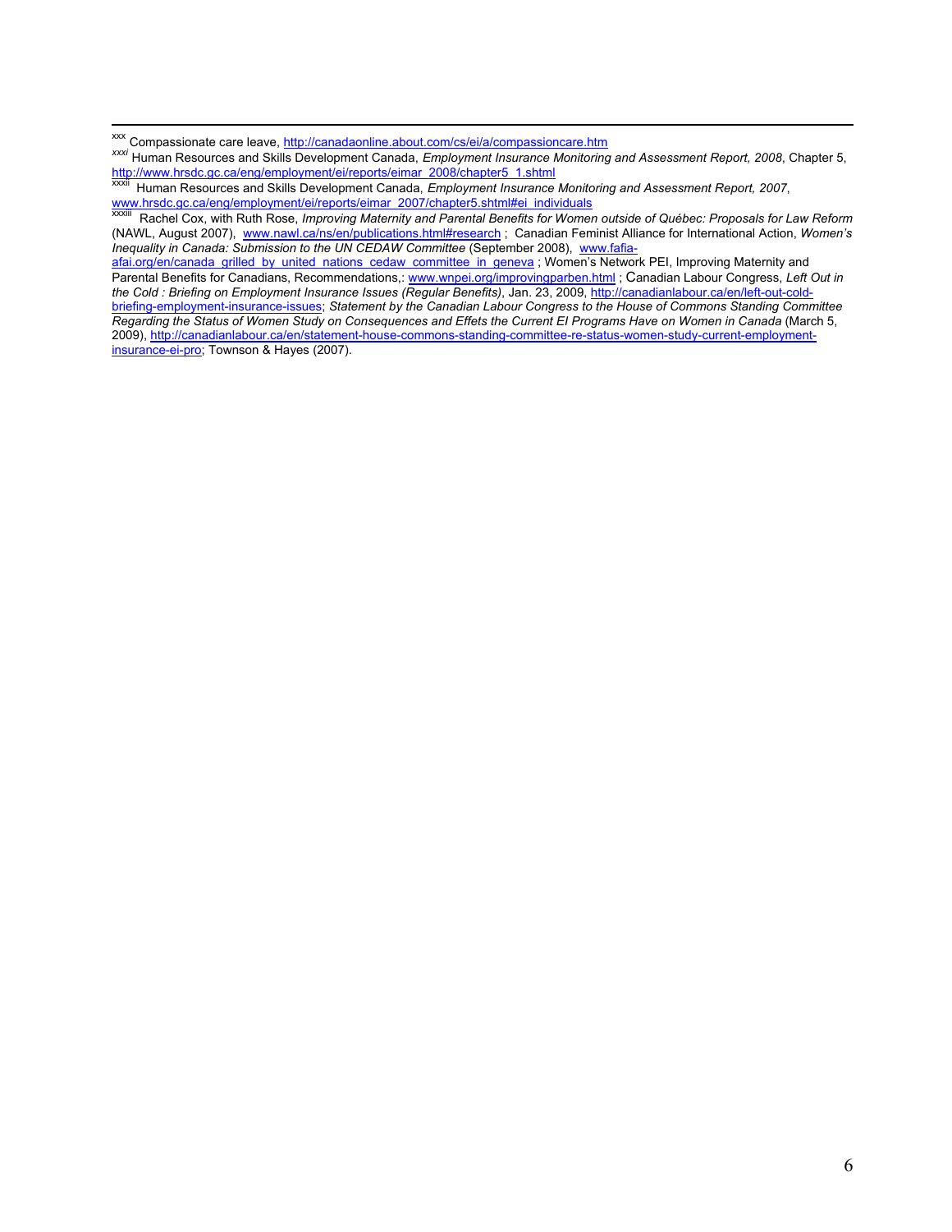[xxx] Compassionate care leave, http://canadaonline.about.com/cs/ei/a/compassioncare.htm

[xxxi] Human Resources and Skills Development Canada, *Employment Insurance Monitoring and Assessment Report, 2008*, Chapter 5, http://www.hrsdc.gc.ca/eng/employment/ei/reports/eimar_2008/chapter5_1.shtml

[xxxii] Human Resources and Skills Development Canada, *Employment Insurance Monitoring and Assessment Report, 2007*, www.hrsdc.gc.ca/eng/employment/ei/reports/eimar_2007/chapter5.shtml#ei_individuals

[xxxiii] Rachel Cox, with Ruth Rose, *Improving Maternity and Parental Benefits for Women outside of Québec: Proposals for Law Reform* (NAWL, August 2007), www.nawl.ca/ns/en/publications.html#research ; Canadian Feminist Alliance for International Action, *Women's Inequality in Canada: Submission to the UN CEDAW Committee* (September 2008), www.fafia-afai.org/en/canada_grilled_by_united_nations_cedaw_committee_in_geneva ; Women's Network PEI, Improving Maternity and Parental Benefits for Canadians, Recommendations,: www.wnpei.org/improvingparben.html ; Canadian Labour Congress, *Left Out in the Cold : Briefing on Employment Insurance Issues (Regular Benefits)*, Jan. 23, 2009, http://canadianlabour.ca/en/left-out-cold-briefing-employment-insurance-issues; *Statement by the Canadian Labour Congress to the House of Commons Standing Committee Regarding the Status of Women Study on Consequences and Effets the Current EI Programs Have on Women in Canada* (March 5, 2009), http://canadianlabour.ca/en/statement-house-commons-standing-committee-re-status-women-study-current-employment-insurance-ei-pro; Townson & Hayes (2007).